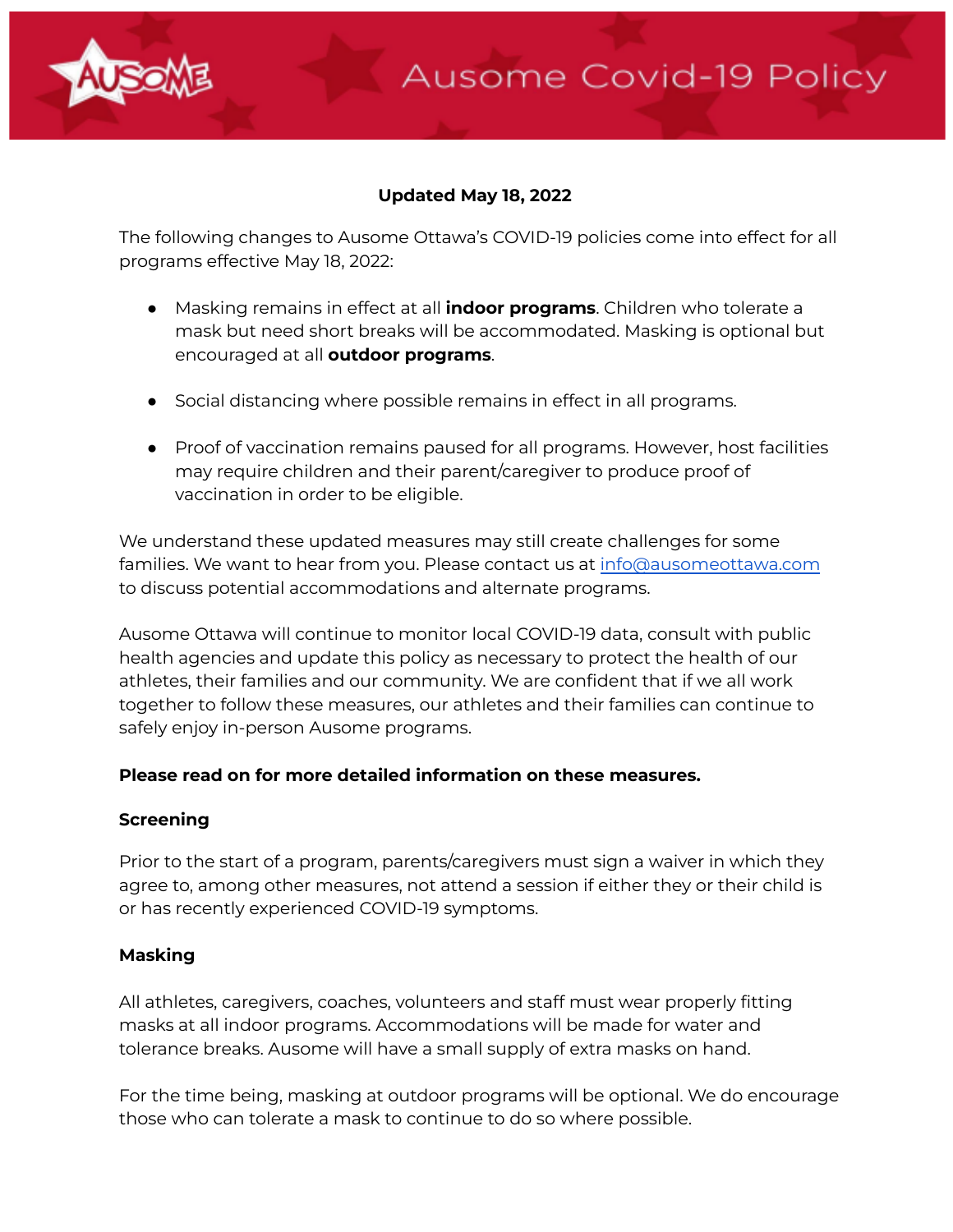# Ausome Covid-19 Policy

**Updated May 18, 2022**

The following changes to Ausome Ottawa's COVID-19 policies come into effect for all programs effective May 18, 2022:

- Masking remains in effect at all **indoor programs**. Children who tolerate a mask but need short breaks will be accommodated. Masking is optional but encouraged at all **outdoor programs**.
- Social distancing where possible remains in effect in all programs.
- Proof of vaccination remains paused for all programs. However, host facilities may require children and their parent/caregiver to produce proof of vaccination in order to be eligible.

We understand these updated measures may still create challenges for some families. We want to hear from you. Please contact us at [info@ausomeottawa.com](mailto:info@ausomeottawa.com) to discuss potential accommodations and alternate programs.

Ausome Ottawa will continue to monitor local COVID-19 data, consult with public health agencies and update this policy as necessary to protect the health of our athletes, their families and our community. We are confident that if we all work together to follow these measures, our athletes and their families can continue to safely enjoy in-person Ausome programs.

**Please read on for more detailed information on these measures.**

### Screening

Prior to the start of a program, parents/caregivers must sign a waiver in which they agree to, among other measures, not attend a session if either they or their child is or has recently experienced COVID-19 symptoms.

### Masking

All athletes, caregivers, coaches, volunteers and staff must wear properly fitting masks at all indoor programs. Accommodations will be made for water and tolerance breaks. Ausome will have a small supply of extra masks on hand.

For the time being, masking at outdoor programs will be optional. We do encourage those who can tolerate a mask to continue to do so where possible.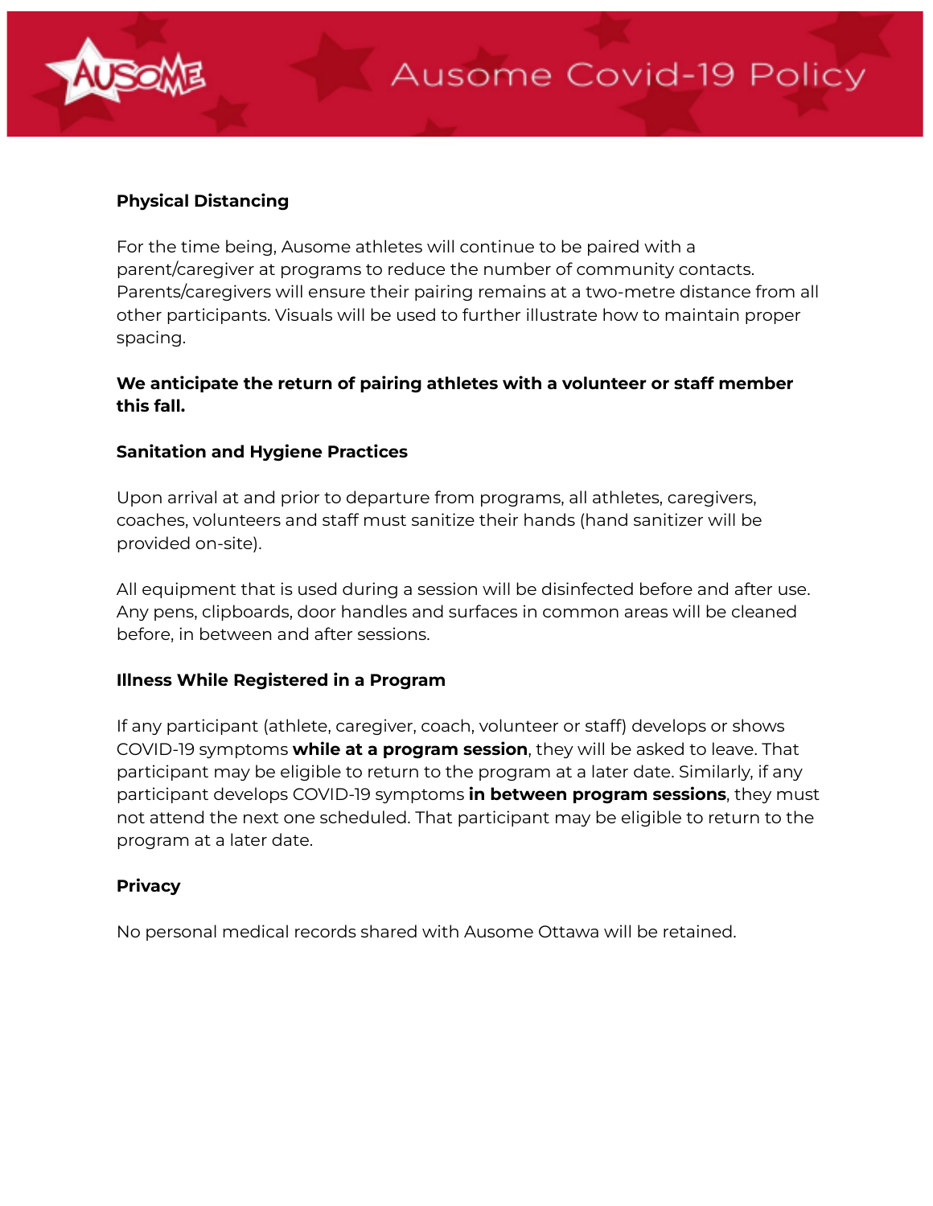## Physical Distancing

For the time being, Ausome athletes will continue to be paired with a parent/caregiver at programs to reduce the number of community contacts. Parents/caregivers will ensure their pairing remains at a two-metre distance from all other participants. Visuals will be used to further illustrate how to maintain proper spacing.

**We anticipate the return of pairing athletes with a volunteer or staff member this fall.**

## Sanitation and Hygiene Practices

Upon arrival at and prior to departure from programs, all athletes, caregivers, coaches, volunteers and staff must sanitize their hands (hand sanitizer will be provided on-site).

All equipment that is used during a session will be disinfected before and after use. Any pens, clipboards, door handles and surfaces in common areas will be cleaned before, in between and after sessions.

## Illness While Registered in a Program

If any participant (athlete, caregiver, coach, volunteer or staff) develops or shows COVID-19 symptoms **while at a program session**, they will be asked to leave. That participant may be eligible to return to the program at a later date. Similarly, if any participant develops COVID-19 symptoms **in between program sessions**, they must not attend the next one scheduled. That participant may be eligible to return to the program at a later date.

## Privacy

No personal medical records shared with Ausome Ottawa will be retained.